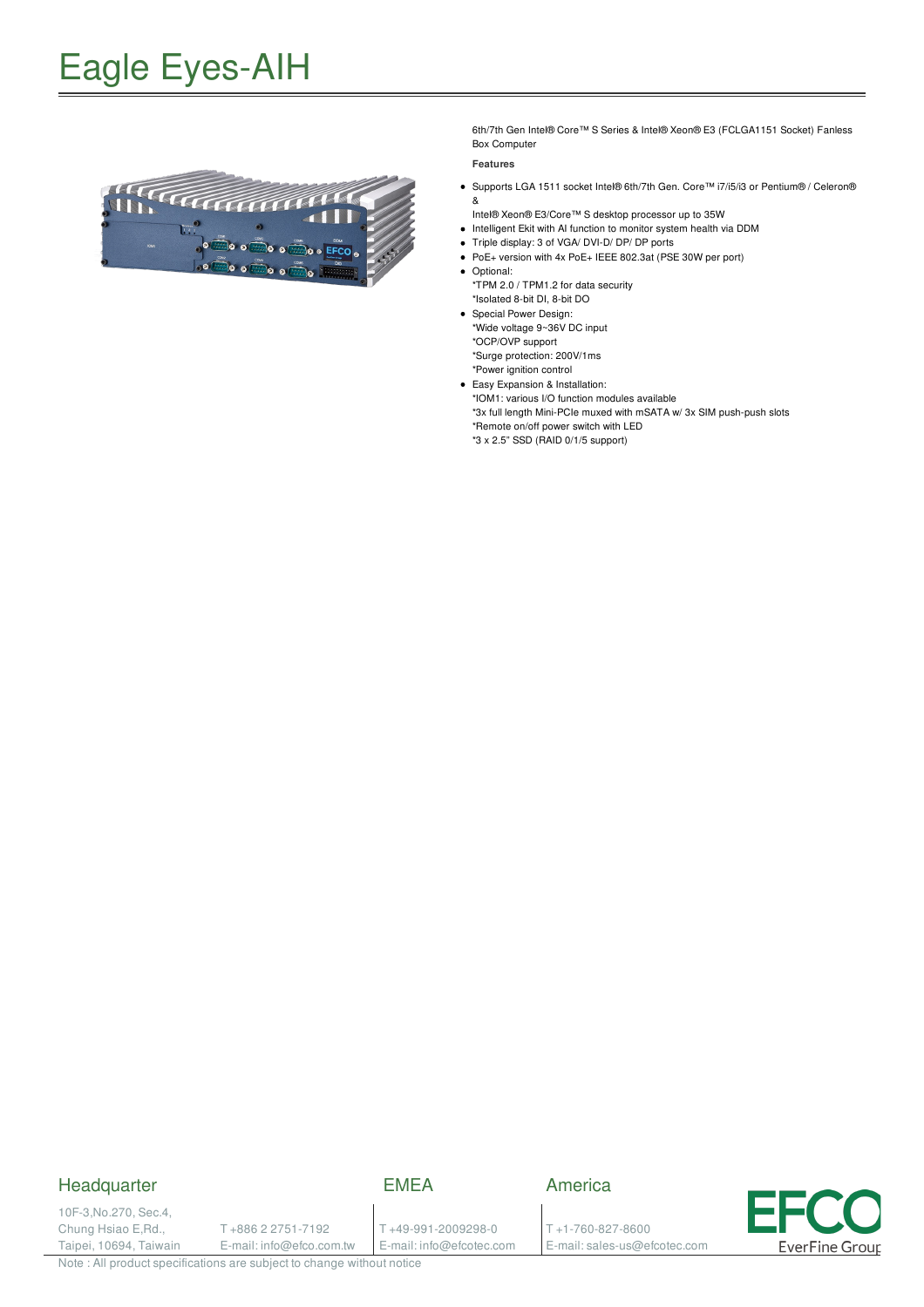# Eagle Eyes-AIH

6th/7th Gen Intel® Core™ S Series & Intel® Xeon® E3 (FCLGA1151 Socket) Fanless Box Computer

**Features**

- Supports LGA 1511 socket Intel® 6th/7th Gen. Core™ i7/i5/i3 or Pentium® / Celeron® &
  Intel® Xeon® E3/Core™ S desktop processor up to 35W
- Intelligent Ekit with AI function to monitor system health via DDM
- Triple display: 3 of VGA/ DVI-D/ DP/ DP ports
- PoE+ version with 4x PoE+ IEEE 802.3at (PSE 30W per port)
- Optional:
  *TPM 2.0 / TPM1.2 for data security
  *Isolated 8-bit DI, 8-bit DO
- Special Power Design:
  *Wide voltage 9~36V DC input
  *OCP/OVP support
  *Surge protection: 200V/1ms
  *Power ignition control
- Easy Expansion & Installation:
  *IOM1: various I/O function modules available
  *3x full length Mini-PCIe muxed with mSATA w/ 3x SIM push-push slots
  *Remote on/off power switch with LED
  *3 x 2.5" SSD (RAID 0/1/5 support)

## Headquarter

10F-3,No.270, Sec.4,
Chung Hsiao E,Rd.,
Taipei, 10694, Taiwain

T +886 2 2751-7192
E-mail: info@efco.com.tw

## EMEA

T +49-991-2009298-0
E-mail: info@efcotec.com

## America

T +1-760-827-8600
E-mail: sales-us@efcotec.com

Note : All product specifications are subject to change without notice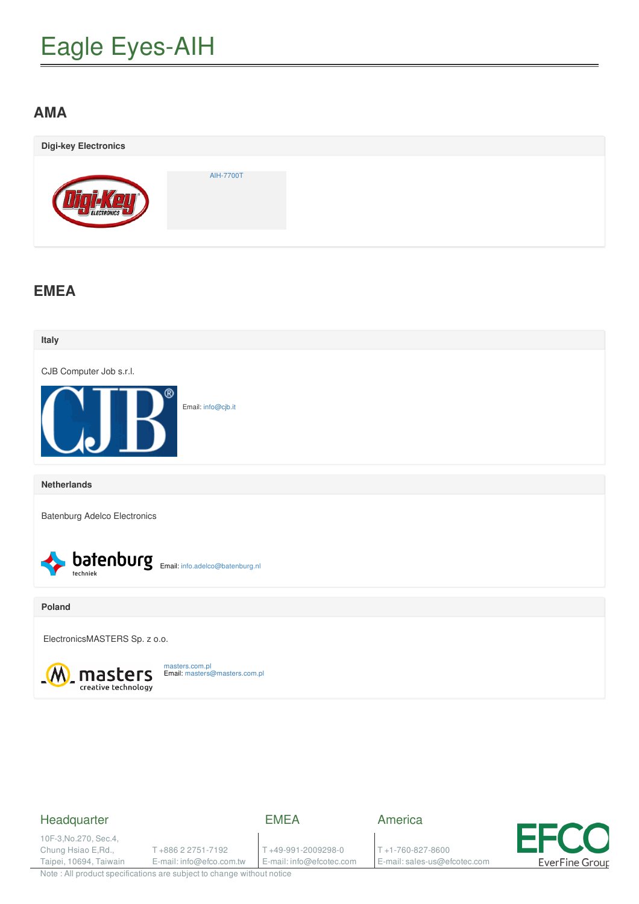# Eagle Eyes-AIH

## AMA

### Digi-key Electronics

AIH-7700T

## EMEA

### Italy

CJB Computer Job s.r.l.

Email: info@cjb.it

### Netherlands

Batenburg Adelco Electronics

Email: info.adelco@batenburg.nl

### Poland

ElectronicsMASTERS Sp. z o.o.

masters.com.pl
Email: masters@masters.com.pl

Headquarter
10F-3,No.270, Sec.4,
Chung Hsiao E,Rd.,
Taipei, 10694, Taiwan
T +886 2 2751-7192
E-mail: info@efco.com.tw

EMEA
T +49-991-2009298-0
E-mail: info@efcotec.com

America
T +1-760-827-8600
E-mail: sales-us@efcotec.com

EFCO EverFine Group

Note : All product specifications are subject to change without notice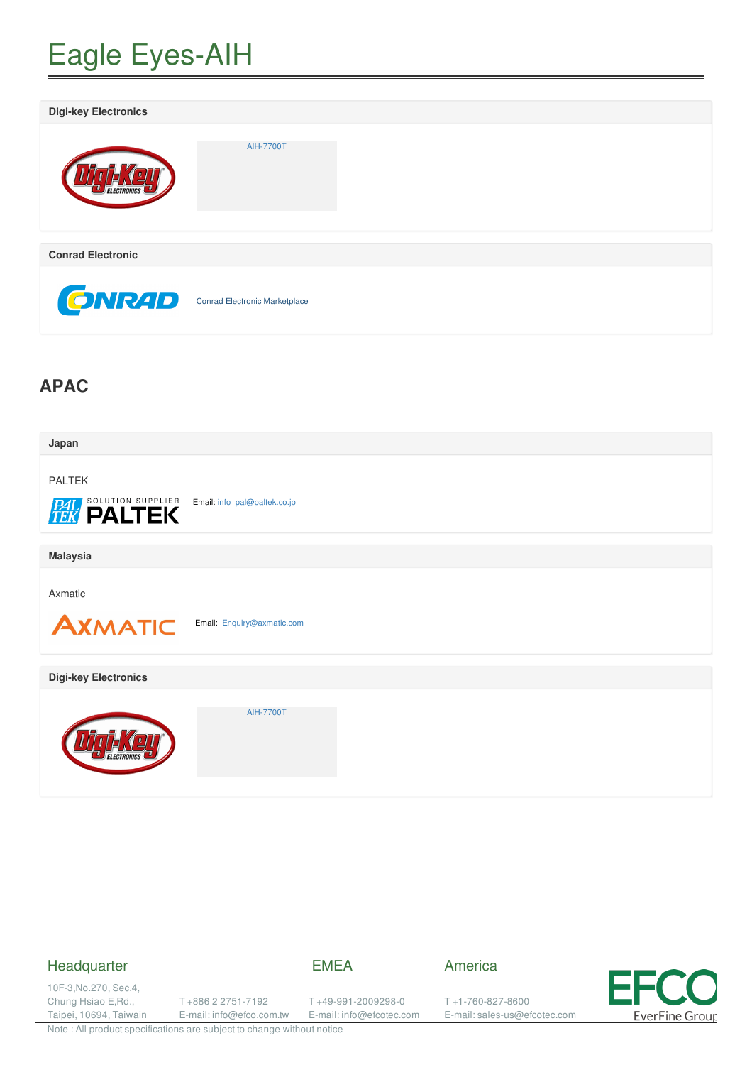# Eagle Eyes-AIH

### Digi-key Electronics

AIH-7700T

### Conrad Electronic

Conrad Electronic Marketplace

## APAC

### Japan

PALTEK

Email: info_pal@paltek.co.jp

### Malaysia

Axmatic

Email: Enquiry@axmatic.com

### Digi-key Electronics

AIH-7700T